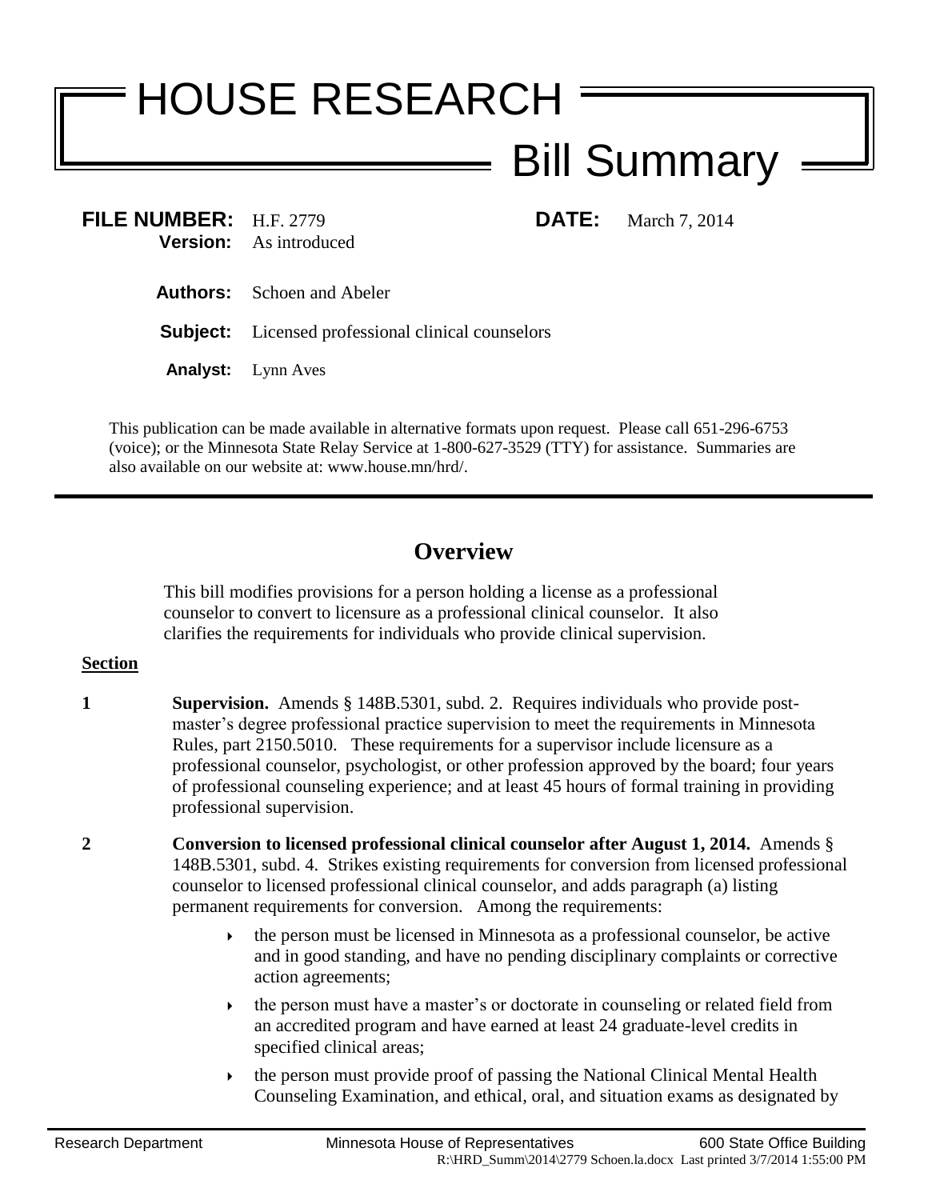# HOUSE RESEARCH

## Bill Summary

**FILE NUMBER:** H.F. 2779 **DATE:** March 7, 2014
**Version:** As introduced

**Authors:** Schoen and Abeler

**Subject:** Licensed professional clinical counselors

**Analyst:** Lynn Aves

This publication can be made available in alternative formats upon request. Please call 651-296-6753 (voice); or the Minnesota State Relay Service at 1-800-627-3529 (TTY) for assistance. Summaries are also available on our website at: www.house.mn/hrd/.

---

## Overview

This bill modifies provisions for a person holding a license as a professional counselor to convert to licensure as a professional clinical counselor. It also clarifies the requirements for individuals who provide clinical supervision.

**Section**

**1** **Supervision.** Amends § 148B.5301, subd. 2. Requires individuals who provide post-master's degree professional practice supervision to meet the requirements in Minnesota Rules, part 2150.5010. These requirements for a supervisor include licensure as a professional counselor, psychologist, or other profession approved by the board; four years of professional counseling experience; and at least 45 hours of formal training in providing professional supervision.

**2** **Conversion to licensed professional clinical counselor after August 1, 2014.** Amends § 148B.5301, subd. 4. Strikes existing requirements for conversion from licensed professional counselor to licensed professional clinical counselor, and adds paragraph (a) listing permanent requirements for conversion. Among the requirements:

- the person must be licensed in Minnesota as a professional counselor, be active and in good standing, and have no pending disciplinary complaints or corrective action agreements;
- the person must have a master's or doctorate in counseling or related field from an accredited program and have earned at least 24 graduate-level credits in specified clinical areas;
- the person must provide proof of passing the National Clinical Mental Health Counseling Examination, and ethical, oral, and situation exams as designated by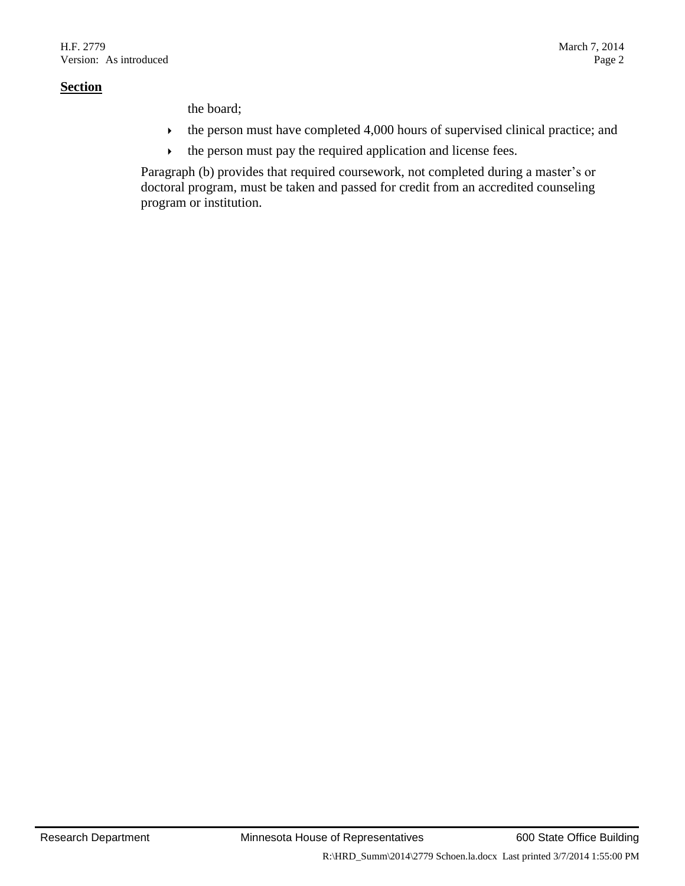**Section**

the board;

- the person must have completed 4,000 hours of supervised clinical practice; and
- the person must pay the required application and license fees.

Paragraph (b) provides that required coursework, not completed during a master's or doctoral program, must be taken and passed for credit from an accredited counseling program or institution.